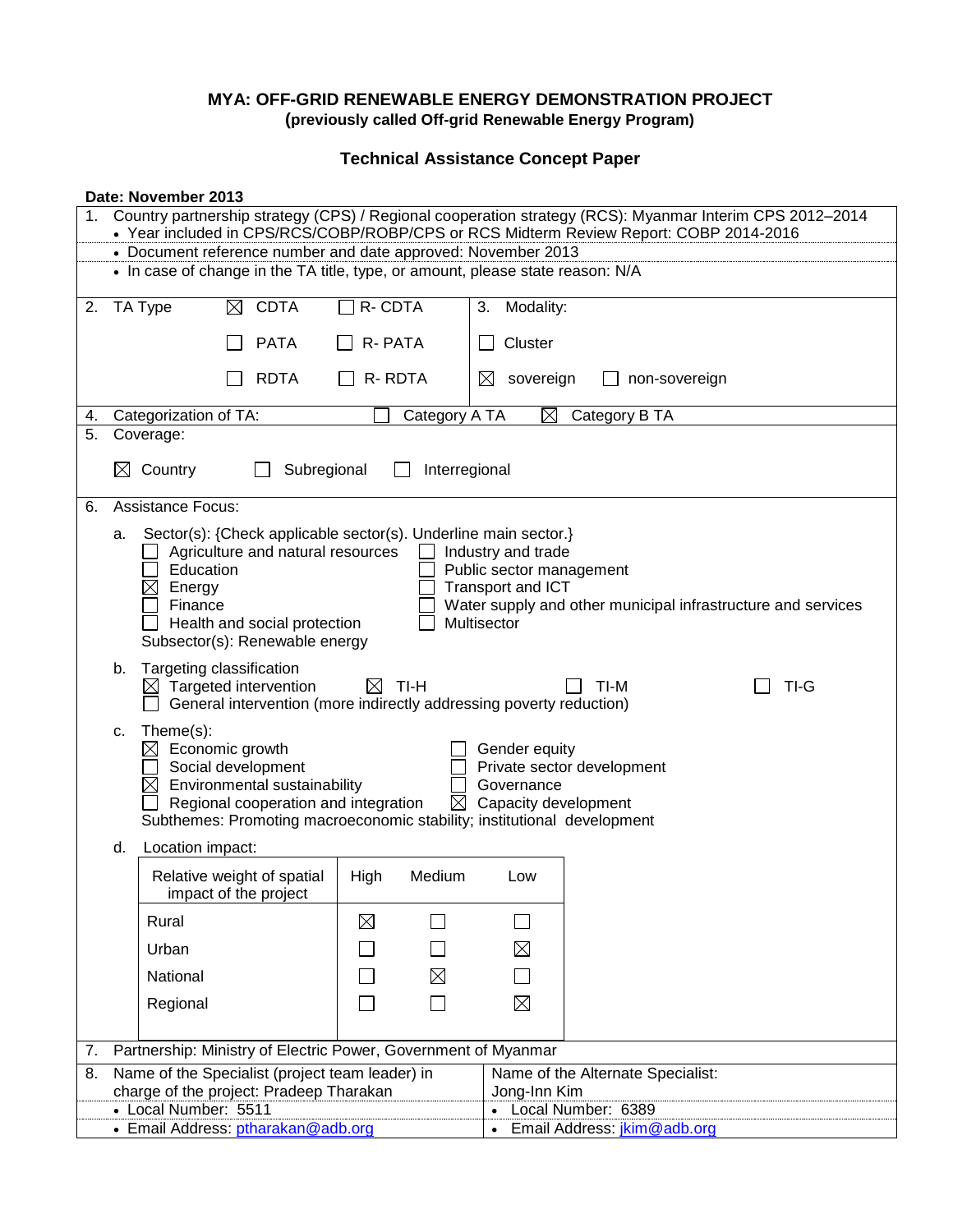# MYA: OFF-GRID RENEWABLE ENERGY DEMONSTRATION PROJECT

**(previously called Off-grid Renewable Energy Program)**

## Technical Assistance Concept Paper

**Date: November 2013**

1. Country partnership strategy (CPS) / Regional cooperation strategy (RCS): Myanmar Interim CPS 2012–2014
   - Year included in CPS/RCS/COBP/ROBP/CPS or RCS Midterm Review Report: COBP 2014-2016
   - Document reference number and date approved: November 2013
   - In case of change in the TA title, type, or amount, please state reason: N/A

2. TA Type
   - ☒ CDTA ☐ R- CDTA
   - ☐ PATA ☐ R- PATA
   - ☐ RDTA ☐ R- RDTA

3. Modality:
   - ☐ Cluster
   - ☒ sovereign ☐ non-sovereign

4. Categorization of TA: ☐ Category A TA ☒ Category B TA

5. Coverage:
   - ☒ Country ☐ Subregional ☐ Interregional

6. Assistance Focus:

   a. Sector(s): {Check applicable sector(s). Underline main sector.}
   - ☐ Agriculture and natural resources
   - ☐ Education
   - ☒ Energy
   - ☐ Finance
   - ☐ Health and social protection
   - ☐ Industry and trade
   - ☐ Public sector management
   - ☐ Transport and ICT
   - ☐ Water supply and other municipal infrastructure and services
   - ☐ Multisector

   Subsector(s): Renewable energy

   b. Targeting classification
   - ☒ Targeted intervention ☒ TI-H ☐ TI-M ☐ TI-G
   - ☐ General intervention (more indirectly addressing poverty reduction)

   c. Theme(s):
   - ☒ Economic growth
   - ☐ Social development
   - ☒ Environmental sustainability
   - ☐ Regional cooperation and integration
   - ☐ Gender equity
   - ☐ Private sector development
   - ☐ Governance
   - ☒ Capacity development

   Subthemes: Promoting macroeconomic stability; institutional development

   d. Location impact:

| Relative weight of spatial impact of the project | High | Medium | Low |
|---|---|---|---|
| Rural | ☒ | ☐ | ☐ |
| Urban | ☐ | ☐ | ☒ |
| National | ☐ | ☒ | ☐ |
| Regional | ☐ | ☐ | ☒ |

7. Partnership: Ministry of Electric Power, Government of Myanmar

8. Name of the Specialist (project team leader) in charge of the project: Pradeep Tharakan
   - Local Number: 5511
   - Email Address: ptharakan@adb.org

   Name of the Alternate Specialist: Jong-Inn Kim
   - Local Number: 6389
   - Email Address: jkim@adb.org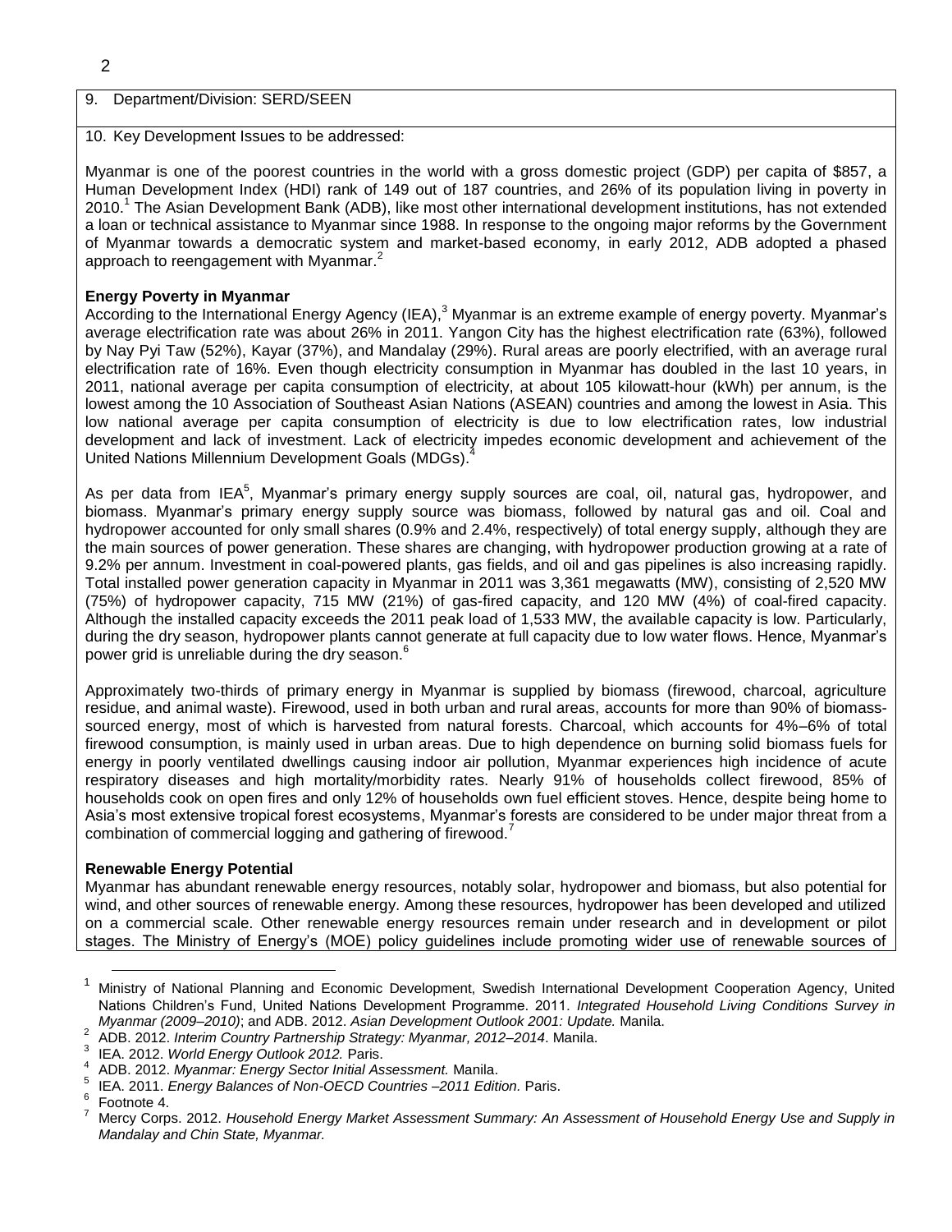9. Department/Division: SERD/SEEN

10. Key Development Issues to be addressed:

Myanmar is one of the poorest countries in the world with a gross domestic project (GDP) per capita of $857, a Human Development Index (HDI) rank of 149 out of 187 countries, and 26% of its population living in poverty in 2010.[1] The Asian Development Bank (ADB), like most other international development institutions, has not extended a loan or technical assistance to Myanmar since 1988. In response to the ongoing major reforms by the Government of Myanmar towards a democratic system and market-based economy, in early 2012, ADB adopted a phased approach to reengagement with Myanmar.[2]

**Energy Poverty in Myanmar**

According to the International Energy Agency (IEA),[3] Myanmar is an extreme example of energy poverty. Myanmar's average electrification rate was about 26% in 2011. Yangon City has the highest electrification rate (63%), followed by Nay Pyi Taw (52%), Kayar (37%), and Mandalay (29%). Rural areas are poorly electrified, with an average rural electrification rate of 16%. Even though electricity consumption in Myanmar has doubled in the last 10 years, in 2011, national average per capita consumption of electricity, at about 105 kilowatt-hour (kWh) per annum, is the lowest among the 10 Association of Southeast Asian Nations (ASEAN) countries and among the lowest in Asia. This low national average per capita consumption of electricity is due to low electrification rates, low industrial development and lack of investment. Lack of electricity impedes economic development and achievement of the United Nations Millennium Development Goals (MDGs).[4]

As per data from IEA[5], Myanmar's primary energy supply sources are coal, oil, natural gas, hydropower, and biomass. Myanmar's primary energy supply source was biomass, followed by natural gas and oil. Coal and hydropower accounted for only small shares (0.9% and 2.4%, respectively) of total energy supply, although they are the main sources of power generation. These shares are changing, with hydropower production growing at a rate of 9.2% per annum. Investment in coal-powered plants, gas fields, and oil and gas pipelines is also increasing rapidly. Total installed power generation capacity in Myanmar in 2011 was 3,361 megawatts (MW), consisting of 2,520 MW (75%) of hydropower capacity, 715 MW (21%) of gas-fired capacity, and 120 MW (4%) of coal-fired capacity. Although the installed capacity exceeds the 2011 peak load of 1,533 MW, the available capacity is low. Particularly, during the dry season, hydropower plants cannot generate at full capacity due to low water flows. Hence, Myanmar's power grid is unreliable during the dry season.[6]

Approximately two-thirds of primary energy in Myanmar is supplied by biomass (firewood, charcoal, agriculture residue, and animal waste). Firewood, used in both urban and rural areas, accounts for more than 90% of biomass-sourced energy, most of which is harvested from natural forests. Charcoal, which accounts for 4%–6% of total firewood consumption, is mainly used in urban areas. Due to high dependence on burning solid biomass fuels for energy in poorly ventilated dwellings causing indoor air pollution, Myanmar experiences high incidence of acute respiratory diseases and high mortality/morbidity rates. Nearly 91% of households collect firewood, 85% of households cook on open fires and only 12% of households own fuel efficient stoves. Hence, despite being home to Asia's most extensive tropical forest ecosystems, Myanmar's forests are considered to be under major threat from a combination of commercial logging and gathering of firewood.[7]

**Renewable Energy Potential**

Myanmar has abundant renewable energy resources, notably solar, hydropower and biomass, but also potential for wind, and other sources of renewable energy. Among these resources, hydropower has been developed and utilized on a commercial scale. Other renewable energy resources remain under research and in development or pilot stages. The Ministry of Energy's (MOE) policy guidelines include promoting wider use of renewable sources of

---

[1] Ministry of National Planning and Economic Development, Swedish International Development Cooperation Agency, United Nations Children's Fund, United Nations Development Programme. 2011. *Integrated Household Living Conditions Survey in Myanmar (2009–2010)*; and ADB. 2012. *Asian Development Outlook 2001: Update.* Manila.

[2] ADB. 2012. *Interim Country Partnership Strategy: Myanmar, 2012–2014*. Manila.

[3] IEA. 2012. *World Energy Outlook 2012.* Paris.

[4] ADB. 2012. *Myanmar: Energy Sector Initial Assessment.* Manila.

[5] IEA. 2011. *Energy Balances of Non-OECD Countries –2011 Edition.* Paris.

[6] Footnote 4.

[7] Mercy Corps. 2012. *Household Energy Market Assessment Summary: An Assessment of Household Energy Use and Supply in Mandalay and Chin State, Myanmar.*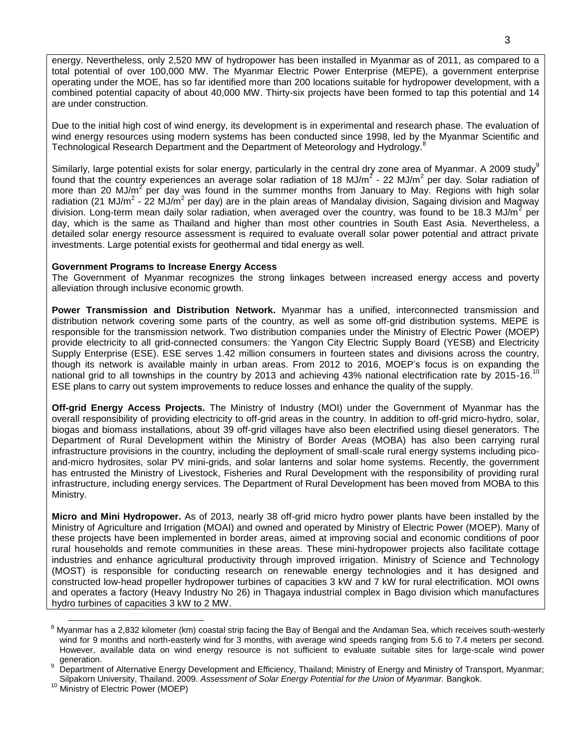energy. Nevertheless, only 2,520 MW of hydropower has been installed in Myanmar as of 2011, as compared to a total potential of over 100,000 MW. The Myanmar Electric Power Enterprise (MEPE), a government enterprise operating under the MOE, has so far identified more than 200 locations suitable for hydropower development, with a combined potential capacity of about 40,000 MW. Thirty-six projects have been formed to tap this potential and 14 are under construction.

Due to the initial high cost of wind energy, its development is in experimental and research phase. The evaluation of wind energy resources using modern systems has been conducted since 1998, led by the Myanmar Scientific and Technological Research Department and the Department of Meteorology and Hydrology.[8]

Similarly, large potential exists for solar energy, particularly in the central dry zone area of Myanmar. A 2009 study[9] found that the country experiences an average solar radiation of 18 $MJ/m^2$ - 22 $MJ/m^2$ per day. Solar radiation of more than 20 $MJ/m^2$ per day was found in the summer months from January to May. Regions with high solar radiation (21 $MJ/m^2$ - 22 $MJ/m^2$ per day) are in the plain areas of Mandalay division, Sagaing division and Magway division. Long-term mean daily solar radiation, when averaged over the country, was found to be 18.3 $MJ/m^2$ per day, which is the same as Thailand and higher than most other countries in South East Asia. Nevertheless, a detailed solar energy resource assessment is required to evaluate overall solar power potential and attract private investments. Large potential exists for geothermal and tidal energy as well.

**Government Programs to Increase Energy Access**

The Government of Myanmar recognizes the strong linkages between increased energy access and poverty alleviation through inclusive economic growth.

**Power Transmission and Distribution Network.** Myanmar has a unified, interconnected transmission and distribution network covering some parts of the country, as well as some off-grid distribution systems. MEPE is responsible for the transmission network. Two distribution companies under the Ministry of Electric Power (MOEP) provide electricity to all grid-connected consumers: the Yangon City Electric Supply Board (YESB) and Electricity Supply Enterprise (ESE). ESE serves 1.42 million consumers in fourteen states and divisions across the country, though its network is available mainly in urban areas. From 2012 to 2016, MOEP's focus is on expanding the national grid to all townships in the country by 2013 and achieving 43% national electrification rate by 2015-16.[10] ESE plans to carry out system improvements to reduce losses and enhance the quality of the supply.

**Off-grid Energy Access Projects.** The Ministry of Industry (MOI) under the Government of Myanmar has the overall responsibility of providing electricity to off-grid areas in the country. In addition to off-grid micro-hydro, solar, biogas and biomass installations, about 39 off-grid villages have also been electrified using diesel generators. The Department of Rural Development within the Ministry of Border Areas (MOBA) has also been carrying rural infrastructure provisions in the country, including the deployment of small-scale rural energy systems including pico-and-micro hydrosites, solar PV mini-grids, and solar lanterns and solar home systems. Recently, the government has entrusted the Ministry of Livestock, Fisheries and Rural Development with the responsibility of providing rural infrastructure, including energy services. The Department of Rural Development has been moved from MOBA to this Ministry.

**Micro and Mini Hydropower.** As of 2013, nearly 38 off-grid micro hydro power plants have been installed by the Ministry of Agriculture and Irrigation (MOAI) and owned and operated by Ministry of Electric Power (MOEP). Many of these projects have been implemented in border areas, aimed at improving social and economic conditions of poor rural households and remote communities in these areas. These mini-hydropower projects also facilitate cottage industries and enhance agricultural productivity through improved irrigation. Ministry of Science and Technology (MOST) is responsible for conducting research on renewable energy technologies and it has designed and constructed low-head propeller hydropower turbines of capacities 3 kW and 7 kW for rural electrification. MOI owns and operates a factory (Heavy Industry No 26) in Thagaya industrial complex in Bago division which manufactures hydro turbines of capacities 3 kW to 2 MW.

---

[8] Myanmar has a 2,832 kilometer (km) coastal strip facing the Bay of Bengal and the Andaman Sea, which receives south-westerly wind for 9 months and north-easterly wind for 3 months, with average wind speeds ranging from 5.6 to 7.4 meters per second. However, available data on wind energy resource is not sufficient to evaluate suitable sites for large-scale wind power generation.

[9] Department of Alternative Energy Development and Efficiency, Thailand; Ministry of Energy and Ministry of Transport, Myanmar; Silpakorn University, Thailand. 2009. *Assessment of Solar Energy Potential for the Union of Myanmar.* Bangkok.

[10] Ministry of Electric Power (MOEP)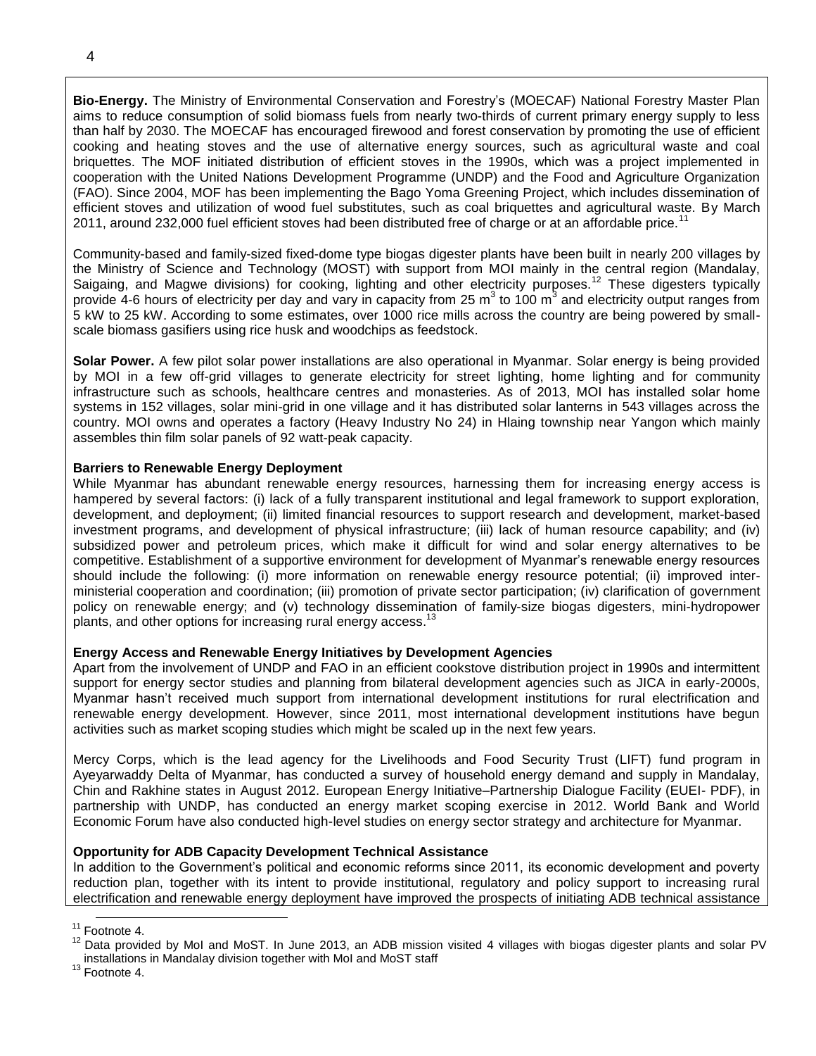**Bio-Energy.** The Ministry of Environmental Conservation and Forestry's (MOECAF) National Forestry Master Plan aims to reduce consumption of solid biomass fuels from nearly two-thirds of current primary energy supply to less than half by 2030. The MOECAF has encouraged firewood and forest conservation by promoting the use of efficient cooking and heating stoves and the use of alternative energy sources, such as agricultural waste and coal briquettes. The MOF initiated distribution of efficient stoves in the 1990s, which was a project implemented in cooperation with the United Nations Development Programme (UNDP) and the Food and Agriculture Organization (FAO). Since 2004, MOF has been implementing the Bago Yoma Greening Project, which includes dissemination of efficient stoves and utilization of wood fuel substitutes, such as coal briquettes and agricultural waste. By March 2011, around 232,000 fuel efficient stoves had been distributed free of charge or at an affordable price.[11]

Community-based and family-sized fixed-dome type biogas digester plants have been built in nearly 200 villages by the Ministry of Science and Technology (MOST) with support from MOI mainly in the central region (Mandalay, Saigaing, and Magwe divisions) for cooking, lighting and other electricity purposes.[12] These digesters typically provide 4-6 hours of electricity per day and vary in capacity from 25 $m^3$ to 100 $m^3$ and electricity output ranges from 5 kW to 25 kW. According to some estimates, over 1000 rice mills across the country are being powered by small-scale biomass gasifiers using rice husk and woodchips as feedstock.

**Solar Power.** A few pilot solar power installations are also operational in Myanmar. Solar energy is being provided by MOI in a few off-grid villages to generate electricity for street lighting, home lighting and for community infrastructure such as schools, healthcare centres and monasteries. As of 2013, MOI has installed solar home systems in 152 villages, solar mini-grid in one village and it has distributed solar lanterns in 543 villages across the country. MOI owns and operates a factory (Heavy Industry No 24) in Hlaing township near Yangon which mainly assembles thin film solar panels of 92 watt-peak capacity.

**Barriers to Renewable Energy Deployment**

While Myanmar has abundant renewable energy resources, harnessing them for increasing energy access is hampered by several factors: (i) lack of a fully transparent institutional and legal framework to support exploration, development, and deployment; (ii) limited financial resources to support research and development, market-based investment programs, and development of physical infrastructure; (iii) lack of human resource capability; and (iv) subsidized power and petroleum prices, which make it difficult for wind and solar energy alternatives to be competitive. Establishment of a supportive environment for development of Myanmar's renewable energy resources should include the following: (i) more information on renewable energy resource potential; (ii) improved inter-ministerial cooperation and coordination; (iii) promotion of private sector participation; (iv) clarification of government policy on renewable energy; and (v) technology dissemination of family-size biogas digesters, mini-hydropower plants, and other options for increasing rural energy access.[13]

**Energy Access and Renewable Energy Initiatives by Development Agencies**

Apart from the involvement of UNDP and FAO in an efficient cookstove distribution project in 1990s and intermittent support for energy sector studies and planning from bilateral development agencies such as JICA in early-2000s, Myanmar hasn't received much support from international development institutions for rural electrification and renewable energy development. However, since 2011, most international development institutions have begun activities such as market scoping studies which might be scaled up in the next few years.

Mercy Corps, which is the lead agency for the Livelihoods and Food Security Trust (LIFT) fund program in Ayeyarwaddy Delta of Myanmar, has conducted a survey of household energy demand and supply in Mandalay, Chin and Rakhine states in August 2012. European Energy Initiative–Partnership Dialogue Facility (EUEI- PDF), in partnership with UNDP, has conducted an energy market scoping exercise in 2012. World Bank and World Economic Forum have also conducted high-level studies on energy sector strategy and architecture for Myanmar.

**Opportunity for ADB Capacity Development Technical Assistance**

In addition to the Government's political and economic reforms since 2011, its economic development and poverty reduction plan, together with its intent to provide institutional, regulatory and policy support to increasing rural electrification and renewable energy deployment have improved the prospects of initiating ADB technical assistance

---

[11] Footnote 4.

[12] Data provided by MoI and MoST. In June 2013, an ADB mission visited 4 villages with biogas digester plants and solar PV installations in Mandalay division together with MoI and MoST staff

[13] Footnote 4.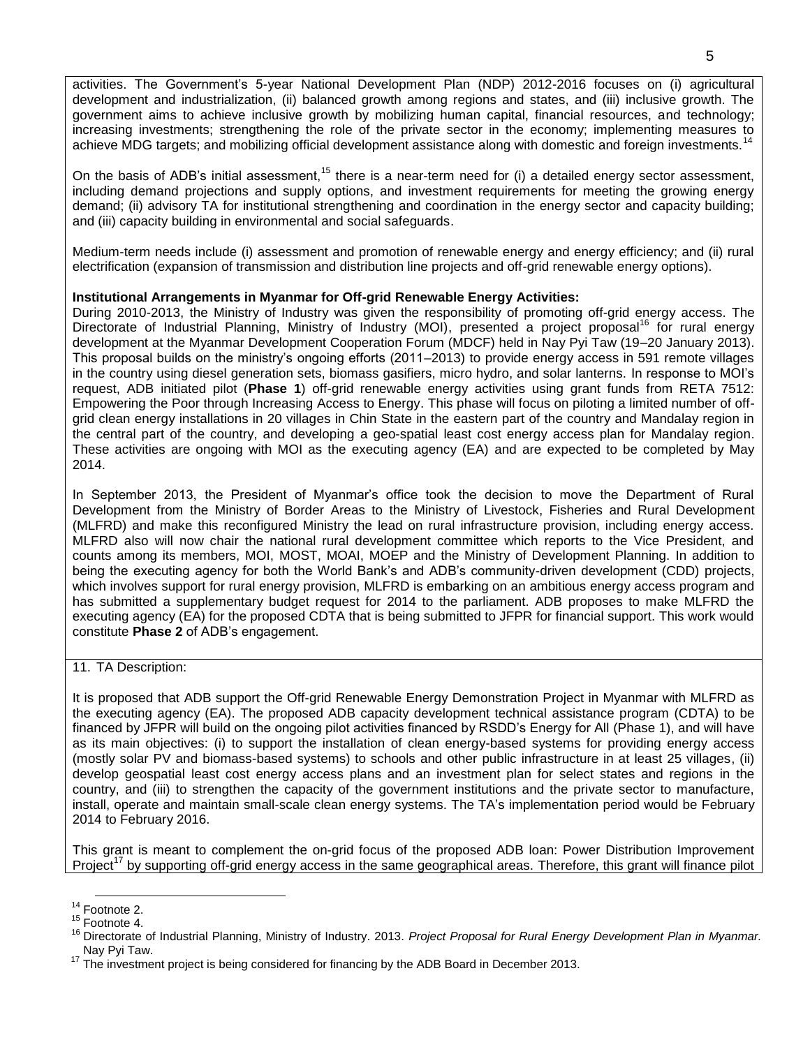activities. The Government's 5-year National Development Plan (NDP) 2012-2016 focuses on (i) agricultural development and industrialization, (ii) balanced growth among regions and states, and (iii) inclusive growth. The government aims to achieve inclusive growth by mobilizing human capital, financial resources, and technology; increasing investments; strengthening the role of the private sector in the economy; implementing measures to achieve MDG targets; and mobilizing official development assistance along with domestic and foreign investments.[14]

On the basis of ADB's initial assessment,[15] there is a near-term need for (i) a detailed energy sector assessment, including demand projections and supply options, and investment requirements for meeting the growing energy demand; (ii) advisory TA for institutional strengthening and coordination in the energy sector and capacity building; and (iii) capacity building in environmental and social safeguards.

Medium-term needs include (i) assessment and promotion of renewable energy and energy efficiency; and (ii) rural electrification (expansion of transmission and distribution line projects and off-grid renewable energy options).

**Institutional Arrangements in Myanmar for Off-grid Renewable Energy Activities:**

During 2010-2013, the Ministry of Industry was given the responsibility of promoting off-grid energy access. The Directorate of Industrial Planning, Ministry of Industry (MOI), presented a project proposal[16] for rural energy development at the Myanmar Development Cooperation Forum (MDCF) held in Nay Pyi Taw (19–20 January 2013). This proposal builds on the ministry's ongoing efforts (2011–2013) to provide energy access in 591 remote villages in the country using diesel generation sets, biomass gasifiers, micro hydro, and solar lanterns. In response to MOI's request, ADB initiated pilot (**Phase 1**) off-grid renewable energy activities using grant funds from RETA 7512: Empowering the Poor through Increasing Access to Energy. This phase will focus on piloting a limited number of off-grid clean energy installations in 20 villages in Chin State in the eastern part of the country and Mandalay region in the central part of the country, and developing a geo-spatial least cost energy access plan for Mandalay region. These activities are ongoing with MOI as the executing agency (EA) and are expected to be completed by May 2014.

In September 2013, the President of Myanmar's office took the decision to move the Department of Rural Development from the Ministry of Border Areas to the Ministry of Livestock, Fisheries and Rural Development (MLFRD) and make this reconfigured Ministry the lead on rural infrastructure provision, including energy access. MLFRD also will now chair the national rural development committee which reports to the Vice President, and counts among its members, MOI, MOST, MOAI, MOEP and the Ministry of Development Planning. In addition to being the executing agency for both the World Bank's and ADB's community-driven development (CDD) projects, which involves support for rural energy provision, MLFRD is embarking on an ambitious energy access program and has submitted a supplementary budget request for 2014 to the parliament. ADB proposes to make MLFRD the executing agency (EA) for the proposed CDTA that is being submitted to JFPR for financial support. This work would constitute **Phase 2** of ADB's engagement.

11. TA Description:

It is proposed that ADB support the Off-grid Renewable Energy Demonstration Project in Myanmar with MLFRD as the executing agency (EA). The proposed ADB capacity development technical assistance program (CDTA) to be financed by JFPR will build on the ongoing pilot activities financed by RSDD's Energy for All (Phase 1), and will have as its main objectives: (i) to support the installation of clean energy-based systems for providing energy access (mostly solar PV and biomass-based systems) to schools and other public infrastructure in at least 25 villages, (ii) develop geospatial least cost energy access plans and an investment plan for select states and regions in the country, and (iii) to strengthen the capacity of the government institutions and the private sector to manufacture, install, operate and maintain small-scale clean energy systems. The TA's implementation period would be February 2014 to February 2016.

This grant is meant to complement the on-grid focus of the proposed ADB loan: Power Distribution Improvement Project[17] by supporting off-grid energy access in the same geographical areas. Therefore, this grant will finance pilot

---

[14] Footnote 2.

[15] Footnote 4.

[16] Directorate of Industrial Planning, Ministry of Industry. 2013. *Project Proposal for Rural Energy Development Plan in Myanmar.* Nay Pyi Taw.

[17] The investment project is being considered for financing by the ADB Board in December 2013.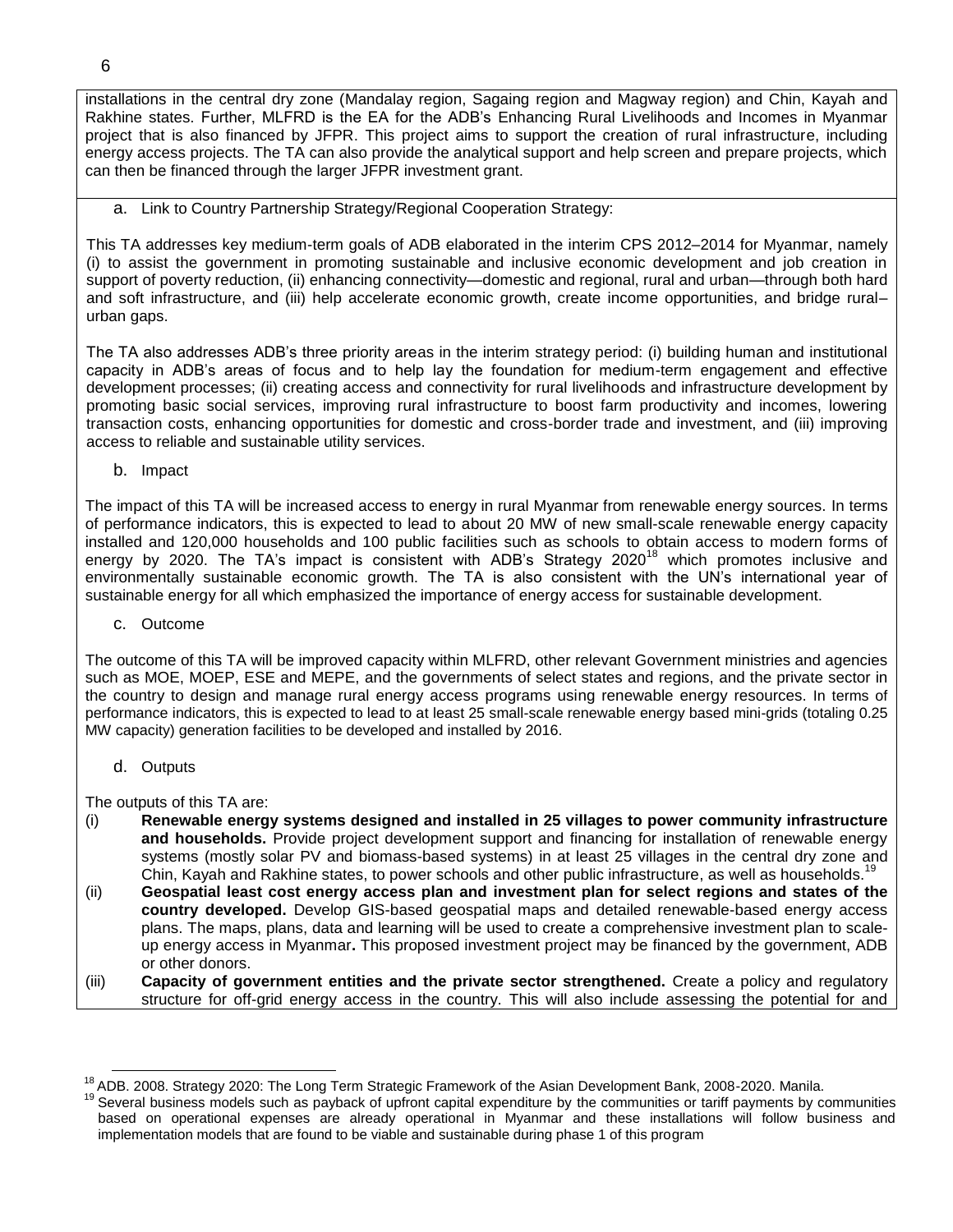installations in the central dry zone (Mandalay region, Sagaing region and Magway region) and Chin, Kayah and Rakhine states. Further, MLFRD is the EA for the ADB's Enhancing Rural Livelihoods and Incomes in Myanmar project that is also financed by JFPR. This project aims to support the creation of rural infrastructure, including energy access projects. The TA can also provide the analytical support and help screen and prepare projects, which can then be financed through the larger JFPR investment grant.

a. Link to Country Partnership Strategy/Regional Cooperation Strategy:

This TA addresses key medium-term goals of ADB elaborated in the interim CPS 2012–2014 for Myanmar, namely (i) to assist the government in promoting sustainable and inclusive economic development and job creation in support of poverty reduction, (ii) enhancing connectivity—domestic and regional, rural and urban—through both hard and soft infrastructure, and (iii) help accelerate economic growth, create income opportunities, and bridge rural–urban gaps.

The TA also addresses ADB's three priority areas in the interim strategy period: (i) building human and institutional capacity in ADB's areas of focus and to help lay the foundation for medium-term engagement and effective development processes; (ii) creating access and connectivity for rural livelihoods and infrastructure development by promoting basic social services, improving rural infrastructure to boost farm productivity and incomes, lowering transaction costs, enhancing opportunities for domestic and cross-border trade and investment, and (iii) improving access to reliable and sustainable utility services.

b. Impact

The impact of this TA will be increased access to energy in rural Myanmar from renewable energy sources. In terms of performance indicators, this is expected to lead to about 20 MW of new small-scale renewable energy capacity installed and 120,000 households and 100 public facilities such as schools to obtain access to modern forms of energy by 2020. The TA's impact is consistent with ADB's Strategy 2020[18] which promotes inclusive and environmentally sustainable economic growth. The TA is also consistent with the UN's international year of sustainable energy for all which emphasized the importance of energy access for sustainable development.

c. Outcome

The outcome of this TA will be improved capacity within MLFRD, other relevant Government ministries and agencies such as MOE, MOEP, ESE and MEPE, and the governments of select states and regions, and the private sector in the country to design and manage rural energy access programs using renewable energy resources. In terms of performance indicators, this is expected to lead to at least 25 small-scale renewable energy based mini-grids (totaling 0.25 MW capacity) generation facilities to be developed and installed by 2016.

d. Outputs

The outputs of this TA are:

(i) **Renewable energy systems designed and installed in 25 villages to power community infrastructure and households.** Provide project development support and financing for installation of renewable energy systems (mostly solar PV and biomass-based systems) in at least 25 villages in the central dry zone and Chin, Kayah and Rakhine states, to power schools and other public infrastructure, as well as households.[19]

(ii) **Geospatial least cost energy access plan and investment plan for select regions and states of the country developed.** Develop GIS-based geospatial maps and detailed renewable-based energy access plans. The maps, plans, data and learning will be used to create a comprehensive investment plan to scale-up energy access in Myanmar**.** This proposed investment project may be financed by the government, ADB or other donors.

(iii) **Capacity of government entities and the private sector strengthened.** Create a policy and regulatory structure for off-grid energy access in the country. This will also include assessing the potential for and

---

[18] ADB. 2008. Strategy 2020: The Long Term Strategic Framework of the Asian Development Bank, 2008-2020. Manila.

[19] Several business models such as payback of upfront capital expenditure by the communities or tariff payments by communities based on operational expenses are already operational in Myanmar and these installations will follow business and implementation models that are found to be viable and sustainable during phase 1 of this program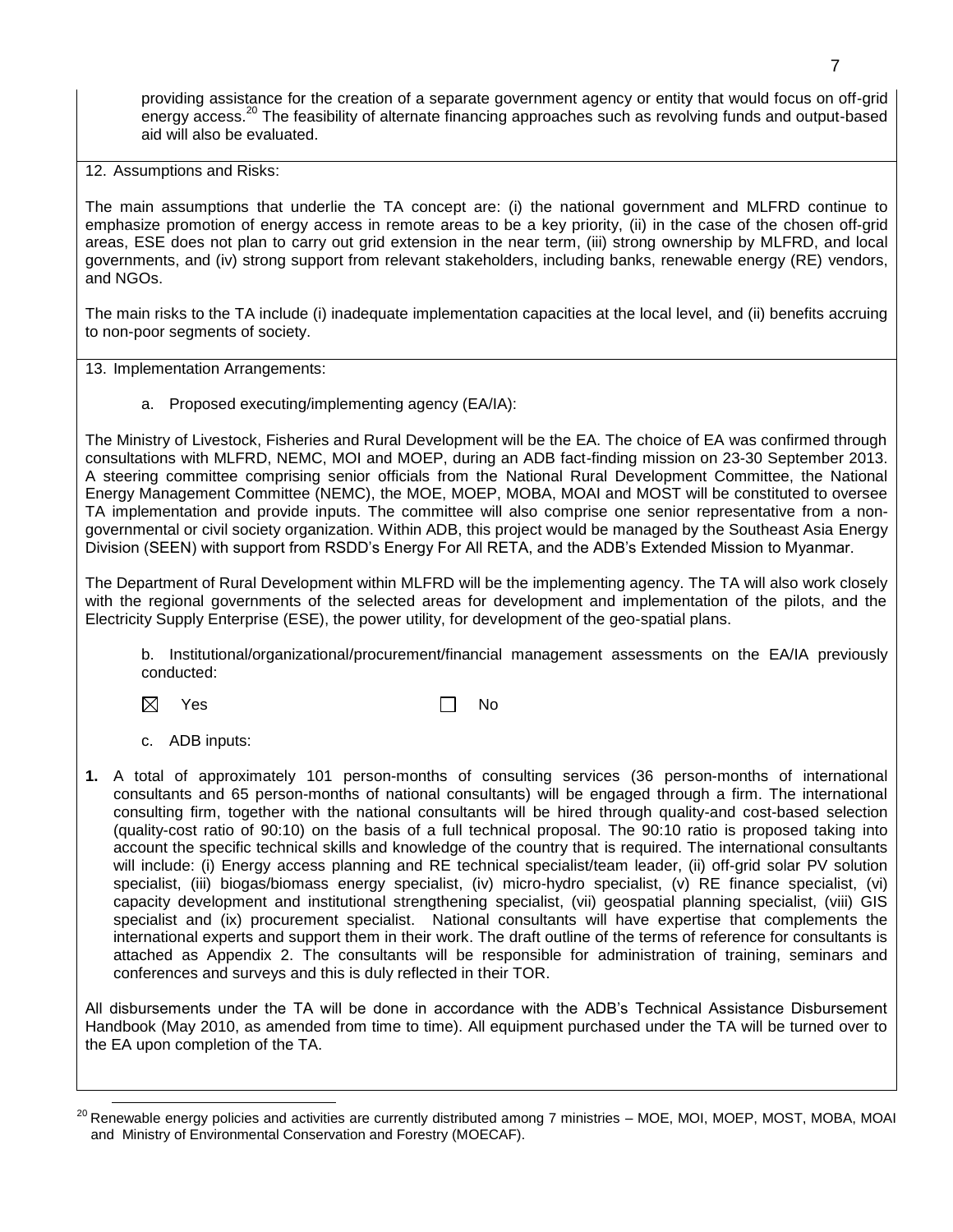providing assistance for the creation of a separate government agency or entity that would focus on off-grid energy access.[20] The feasibility of alternate financing approaches such as revolving funds and output-based aid will also be evaluated.

12. Assumptions and Risks:

The main assumptions that underlie the TA concept are: (i) the national government and MLFRD continue to emphasize promotion of energy access in remote areas to be a key priority, (ii) in the case of the chosen off-grid areas, ESE does not plan to carry out grid extension in the near term, (iii) strong ownership by MLFRD, and local governments, and (iv) strong support from relevant stakeholders, including banks, renewable energy (RE) vendors, and NGOs.

The main risks to the TA include (i) inadequate implementation capacities at the local level, and (ii) benefits accruing to non-poor segments of society.

13. Implementation Arrangements:

a. Proposed executing/implementing agency (EA/IA):

The Ministry of Livestock, Fisheries and Rural Development will be the EA. The choice of EA was confirmed through consultations with MLFRD, NEMC, MOI and MOEP, during an ADB fact-finding mission on 23-30 September 2013. A steering committee comprising senior officials from the National Rural Development Committee, the National Energy Management Committee (NEMC), the MOE, MOEP, MOBA, MOAI and MOST will be constituted to oversee TA implementation and provide inputs. The committee will also comprise one senior representative from a non-governmental or civil society organization. Within ADB, this project would be managed by the Southeast Asia Energy Division (SEEN) with support from RSDD's Energy For All RETA, and the ADB's Extended Mission to Myanmar.

The Department of Rural Development within MLFRD will be the implementing agency. The TA will also work closely with the regional governments of the selected areas for development and implementation of the pilots, and the Electricity Supply Enterprise (ESE), the power utility, for development of the geo-spatial plans.

b. Institutional/organizational/procurement/financial management assessments on the EA/IA previously conducted:

☒ Yes ☐ No

c. ADB inputs:

**1.** A total of approximately 101 person-months of consulting services (36 person-months of international consultants and 65 person-months of national consultants) will be engaged through a firm. The international consulting firm, together with the national consultants will be hired through quality-and cost-based selection (quality-cost ratio of 90:10) on the basis of a full technical proposal. The 90:10 ratio is proposed taking into account the specific technical skills and knowledge of the country that is required. The international consultants will include: (i) Energy access planning and RE technical specialist/team leader, (ii) off-grid solar PV solution specialist, (iii) biogas/biomass energy specialist, (iv) micro-hydro specialist, (v) RE finance specialist, (vi) capacity development and institutional strengthening specialist, (vii) geospatial planning specialist, (viii) GIS specialist and (ix) procurement specialist. National consultants will have expertise that complements the international experts and support them in their work. The draft outline of the terms of reference for consultants is attached as Appendix 2. The consultants will be responsible for administration of training, seminars and conferences and surveys and this is duly reflected in their TOR.

All disbursements under the TA will be done in accordance with the ADB's Technical Assistance Disbursement Handbook (May 2010, as amended from time to time). All equipment purchased under the TA will be turned over to the EA upon completion of the TA.

[20] Renewable energy policies and activities are currently distributed among 7 ministries – MOE, MOI, MOEP, MOST, MOBA, MOAI and Ministry of Environmental Conservation and Forestry (MOECAF).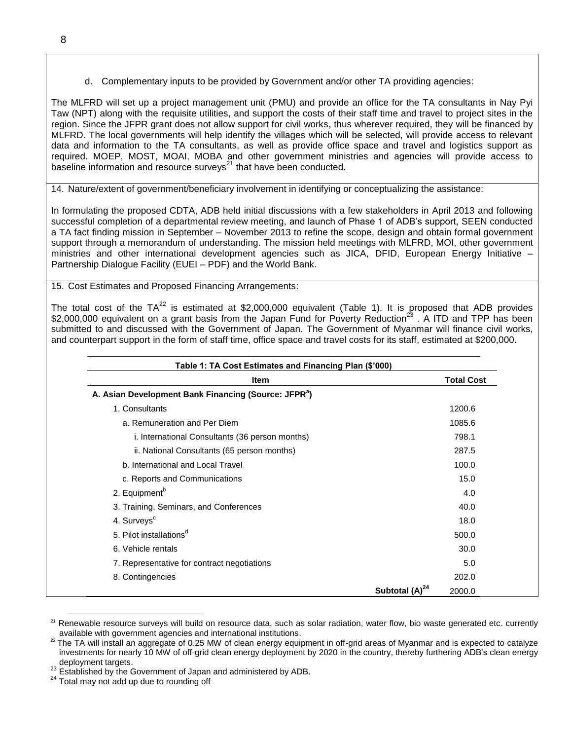d. Complementary inputs to be provided by Government and/or other TA providing agencies:

The MLFRD will set up a project management unit (PMU) and provide an office for the TA consultants in Nay Pyi Taw (NPT) along with the requisite utilities, and support the costs of their staff time and travel to project sites in the region. Since the JFPR grant does not allow support for civil works, thus wherever required, they will be financed by MLFRD. The local governments will help identify the villages which will be selected, will provide access to relevant data and information to the TA consultants, as well as provide office space and travel and logistics support as required. MOEP, MOST, MOAI, MOBA and other government ministries and agencies will provide access to baseline information and resource surveys[21] that have been conducted.

14. Nature/extent of government/beneficiary involvement in identifying or conceptualizing the assistance:

In formulating the proposed CDTA, ADB held initial discussions with a few stakeholders in April 2013 and following successful completion of a departmental review meeting, and launch of Phase 1 of ADB's support, SEEN conducted a TA fact finding mission in September – November 2013 to refine the scope, design and obtain formal government support through a memorandum of understanding. The mission held meetings with MLFRD, MOI, other government ministries and other international development agencies such as JICA, DFID, European Energy Initiative – Partnership Dialogue Facility (EUEI – PDF) and the World Bank.

15. Cost Estimates and Proposed Financing Arrangements:

The total cost of the TA[22] is estimated at $2,000,000 equivalent (Table 1). It is proposed that ADB provides $2,000,000 equivalent on a grant basis from the Japan Fund for Poverty Reduction[23] . A ITD and TPP has been submitted to and discussed with the Government of Japan. The Government of Myanmar will finance civil works, and counterpart support in the form of staff time, office space and travel costs for its staff, estimated at $200,000.

**Table 1: TA Cost Estimates and Financing Plan ($'000)**

| Item | Total Cost |
|---|---|
| **A. Asian Development Bank Financing (Source: JFPR[a])** | |
| 1. Consultants | 1200.6 |
| a. Remuneration and Per Diem | 1085.6 |
| i. International Consultants (36 person months) | 798.1 |
| ii. National Consultants (65 person months) | 287.5 |
| b. International and Local Travel | 100.0 |
| c. Reports and Communications | 15.0 |
| 2. Equipment[b] | 4.0 |
| 3. Training, Seminars, and Conferences | 40.0 |
| 4. Surveys[c] | 18.0 |
| 5. Pilot installations[d] | 500.0 |
| 6. Vehicle rentals | 30.0 |
| 7. Representative for contract negotiations | 5.0 |
| 8. Contingencies | 202.0 |
| **Subtotal (A)[24]** | 2000.0 |

[21] Renewable resource surveys will build on resource data, such as solar radiation, water flow, bio waste generated etc. currently available with government agencies and international institutions.

[22] The TA will install an aggregate of 0.25 MW of clean energy equipment in off-grid areas of Myanmar and is expected to catalyze investments for nearly 10 MW of off-grid clean energy deployment by 2020 in the country, thereby furthering ADB's clean energy deployment targets.

[23] Established by the Government of Japan and administered by ADB.

[24] Total may not add up due to rounding off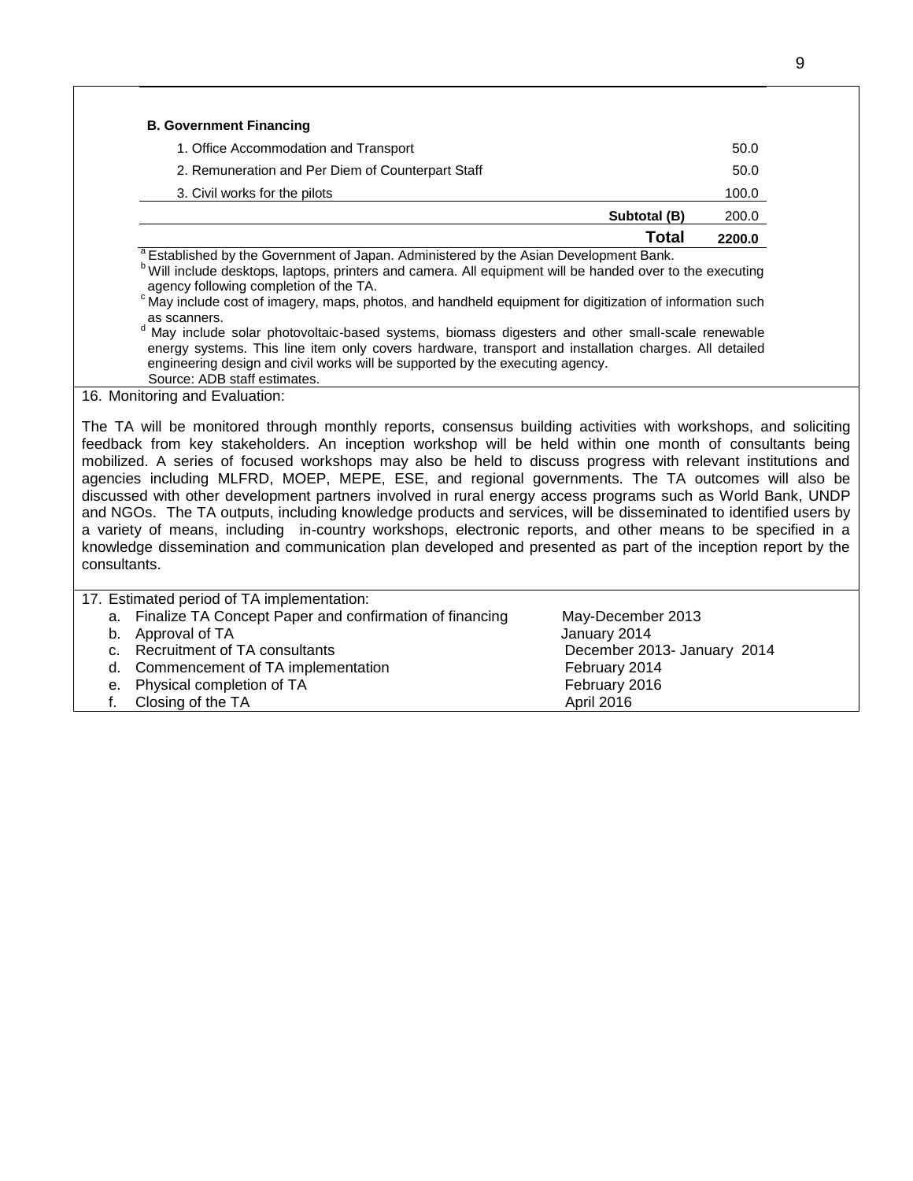| B. Government Financing | |
|---|---|
| 1. Office Accommodation and Transport | 50.0 |
| 2. Remuneration and Per Diem of Counterpart Staff | 50.0 |
| 3. Civil works for the pilots | 100.0 |
| **Subtotal (B)** | 200.0 |
| **Total** | **2200.0** |

[a] Established by the Government of Japan. Administered by the Asian Development Bank.
[b] Will include desktops, laptops, printers and camera. All equipment will be handed over to the executing agency following completion of the TA.
[c] May include cost of imagery, maps, photos, and handheld equipment for digitization of information such as scanners.
[d] May include solar photovoltaic-based systems, biomass digesters and other small-scale renewable energy systems. This line item only covers hardware, transport and installation charges. All detailed engineering design and civil works will be supported by the executing agency.
Source: ADB staff estimates.

16. Monitoring and Evaluation:

The TA will be monitored through monthly reports, consensus building activities with workshops, and soliciting feedback from key stakeholders. An inception workshop will be held within one month of consultants being mobilized. A series of focused workshops may also be held to discuss progress with relevant institutions and agencies including MLFRD, MOEP, MEPE, ESE, and regional governments. The TA outcomes will also be discussed with other development partners involved in rural energy access programs such as World Bank, UNDP and NGOs. The TA outputs, including knowledge products and services, will be disseminated to identified users by a variety of means, including in-country workshops, electronic reports, and other means to be specified in a knowledge dissemination and communication plan developed and presented as part of the inception report by the consultants.

17. Estimated period of TA implementation:

| | |
|---|---|
| a. Finalize TA Concept Paper and confirmation of financing | May-December 2013 |
| b. Approval of TA | January 2014 |
| c. Recruitment of TA consultants | December 2013- January 2014 |
| d. Commencement of TA implementation | February 2014 |
| e. Physical completion of TA | February 2016 |
| f. Closing of the TA | April 2016 |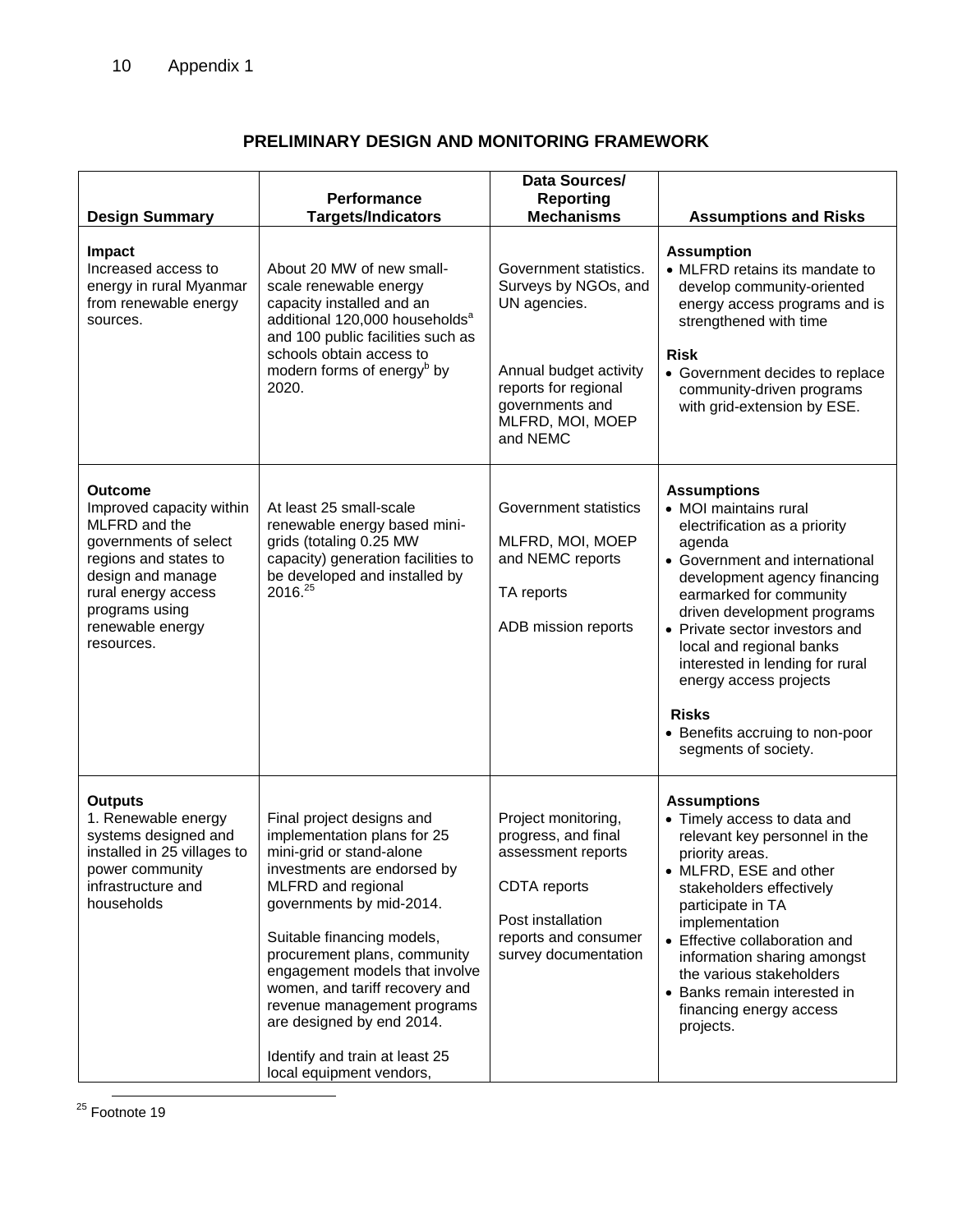Appendix 1

## PRELIMINARY DESIGN AND MONITORING FRAMEWORK

| Design Summary | Performance Targets/Indicators | Data Sources/ Reporting Mechanisms | Assumptions and Risks |
|---|---|---|---|
| **Impact**<br>Increased access to energy in rural Myanmar from renewable energy sources. | About 20 MW of new small-scale renewable energy capacity installed and an additional 120,000 households[a] and 100 public facilities such as schools obtain access to modern forms of energy[b] by 2020. | Government statistics. Surveys by NGOs, and UN agencies.<br><br>Annual budget activity reports for regional governments and MLFRD, MOI, MOEP and NEMC | **Assumption**<br>• MLFRD retains its mandate to develop community-oriented energy access programs and is strengthened with time<br><br>**Risk**<br>• Government decides to replace community-driven programs with grid-extension by ESE. |
| **Outcome**<br>Improved capacity within MLFRD and the governments of select regions and states to design and manage rural energy access programs using renewable energy resources. | At least 25 small-scale renewable energy based mini-grids (totaling 0.25 MW capacity) generation facilities to be developed and installed by 2016.[25] | Government statistics<br><br>MLFRD, MOI, MOEP and NEMC reports<br><br>TA reports<br><br>ADB mission reports | **Assumptions**<br>• MOI maintains rural electrification as a priority agenda<br>• Government and international development agency financing earmarked for community driven development programs<br>• Private sector investors and local and regional banks interested in lending for rural energy access projects<br><br>**Risks**<br>• Benefits accruing to non-poor segments of society. |
| **Outputs**<br>1. Renewable energy systems designed and installed in 25 villages to power community infrastructure and households | Final project designs and implementation plans for 25 mini-grid or stand-alone investments are endorsed by MLFRD and regional governments by mid-2014.<br><br>Suitable financing models, procurement plans, community engagement models that involve women, and tariff recovery and revenue management programs are designed by end 2014.<br><br>Identify and train at least 25 local equipment vendors, | Project monitoring, progress, and final assessment reports<br><br>CDTA reports<br><br>Post installation reports and consumer survey documentation | **Assumptions**<br>• Timely access to data and relevant key personnel in the priority areas.<br>• MLFRD, ESE and other stakeholders effectively participate in TA implementation<br>• Effective collaboration and information sharing amongst the various stakeholders<br>• Banks remain interested in financing energy access projects. |

[25] Footnote 19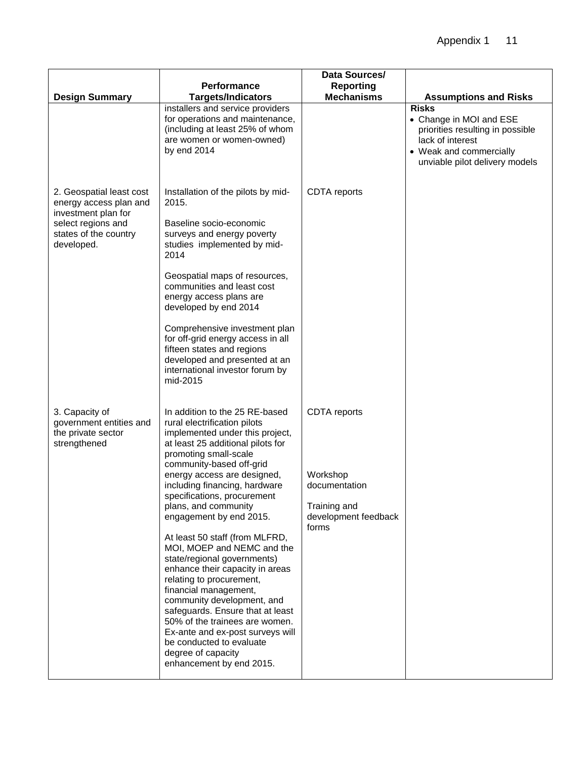| Design Summary | Performance Targets/Indicators | Data Sources/ Reporting Mechanisms | Assumptions and Risks |
|---|---|---|---|
| | installers and service providers for operations and maintenance, (including at least 25% of whom are women or women-owned) by end 2014 | | **Risks**<br>• Change in MOI and ESE priorities resulting in possible lack of interest<br>• Weak and commercially unviable pilot delivery models |
| 2. Geospatial least cost energy access plan and investment plan for select regions and states of the country developed. | Installation of the pilots by mid-2015.<br><br>Baseline socio-economic surveys and energy poverty studies implemented by mid-2014<br><br>Geospatial maps of resources, communities and least cost energy access plans are developed by end 2014<br><br>Comprehensive investment plan for off-grid energy access in all fifteen states and regions developed and presented at an international investor forum by mid-2015 | CDTA reports | |
| 3. Capacity of government entities and the private sector strengthened | In addition to the 25 RE-based rural electrification pilots implemented under this project, at least 25 additional pilots for promoting small-scale community-based off-grid energy access are designed, including financing, hardware specifications, procurement plans, and community engagement by end 2015.<br><br>At least 50 staff (from MLFRD, MOI, MOEP and NEMC and the state/regional governments) enhance their capacity in areas relating to procurement, financial management, community development, and safeguards. Ensure that at least 50% of the trainees are women. Ex-ante and ex-post surveys will be conducted to evaluate degree of capacity enhancement by end 2015. | CDTA reports<br><br>Workshop documentation<br><br>Training and development feedback forms | |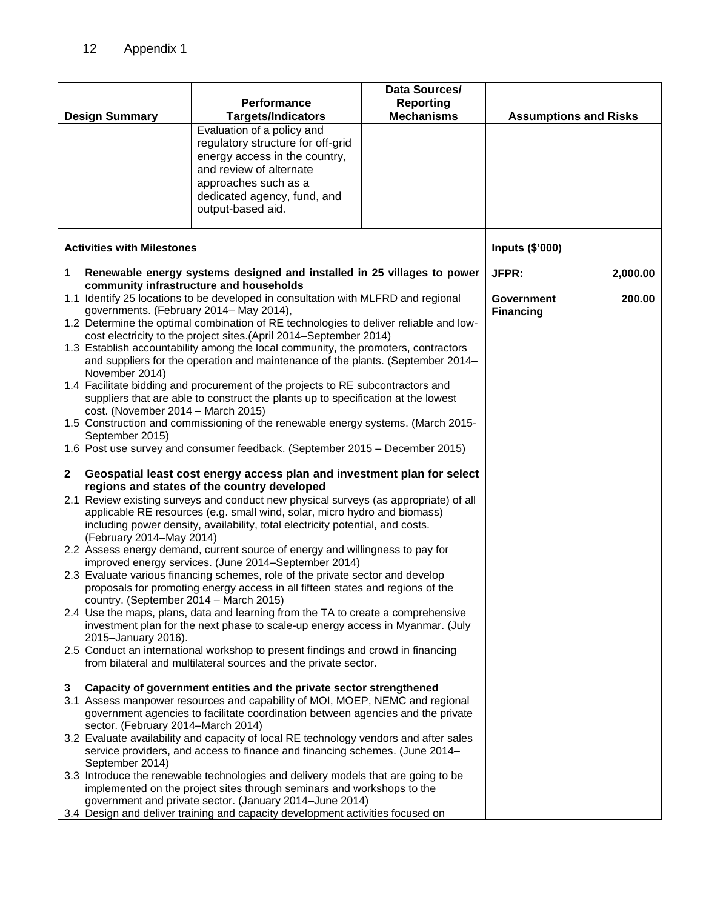| Design Summary | Performance Targets/Indicators | Data Sources/ Reporting Mechanisms | Assumptions and Risks |
|---|---|---|---|
| | Evaluation of a policy and regulatory structure for off-grid energy access in the country, and review of alternate approaches such as a dedicated agency, fund, and output-based aid. | | |

| Activities with Milestones | Inputs ($'000) |
|---|---|
| **1 Renewable energy systems designed and installed in 25 villages to power community infrastructure and households**<br>1.1 Identify 25 locations to be developed in consultation with MLFRD and regional governments. (February 2014– May 2014),<br>1.2 Determine the optimal combination of RE technologies to deliver reliable and low-cost electricity to the project sites.(April 2014–September 2014)<br>1.3 Establish accountability among the local community, the promoters, contractors and suppliers for the operation and maintenance of the plants. (September 2014–November 2014)<br>1.4 Facilitate bidding and procurement of the projects to RE subcontractors and suppliers that are able to construct the plants up to specification at the lowest cost. (November 2014 – March 2015)<br>1.5 Construction and commissioning of the renewable energy systems. (March 2015-September 2015)<br>1.6 Post use survey and consumer feedback. (September 2015 – December 2015)<br><br>**2 Geospatial least cost energy access plan and investment plan for select regions and states of the country developed**<br>2.1 Review existing surveys and conduct new physical surveys (as appropriate) of all applicable RE resources (e.g. small wind, solar, micro hydro and biomass) including power density, availability, total electricity potential, and costs. (February 2014–May 2014)<br>2.2 Assess energy demand, current source of energy and willingness to pay for improved energy services. (June 2014–September 2014)<br>2.3 Evaluate various financing schemes, role of the private sector and develop proposals for promoting energy access in all fifteen states and regions of the country. (September 2014 – March 2015)<br>2.4 Use the maps, plans, data and learning from the TA to create a comprehensive investment plan for the next phase to scale-up energy access in Myanmar. (July 2015–January 2016).<br>2.5 Conduct an international workshop to present findings and crowd in financing from bilateral and multilateral sources and the private sector.<br><br>**3 Capacity of government entities and the private sector strengthened**<br>3.1 Assess manpower resources and capability of MOI, MOEP, NEMC and regional government agencies to facilitate coordination between agencies and the private sector. (February 2014–March 2014)<br>3.2 Evaluate availability and capacity of local RE technology vendors and after sales service providers, and access to finance and financing schemes. (June 2014–September 2014)<br>3.3 Introduce the renewable technologies and delivery models that are going to be implemented on the project sites through seminars and workshops to the government and private sector. (January 2014–June 2014)<br>3.4 Design and deliver training and capacity development activities focused on | **JFPR:** 2,000.00<br><br>**Government Financing** 200.00 |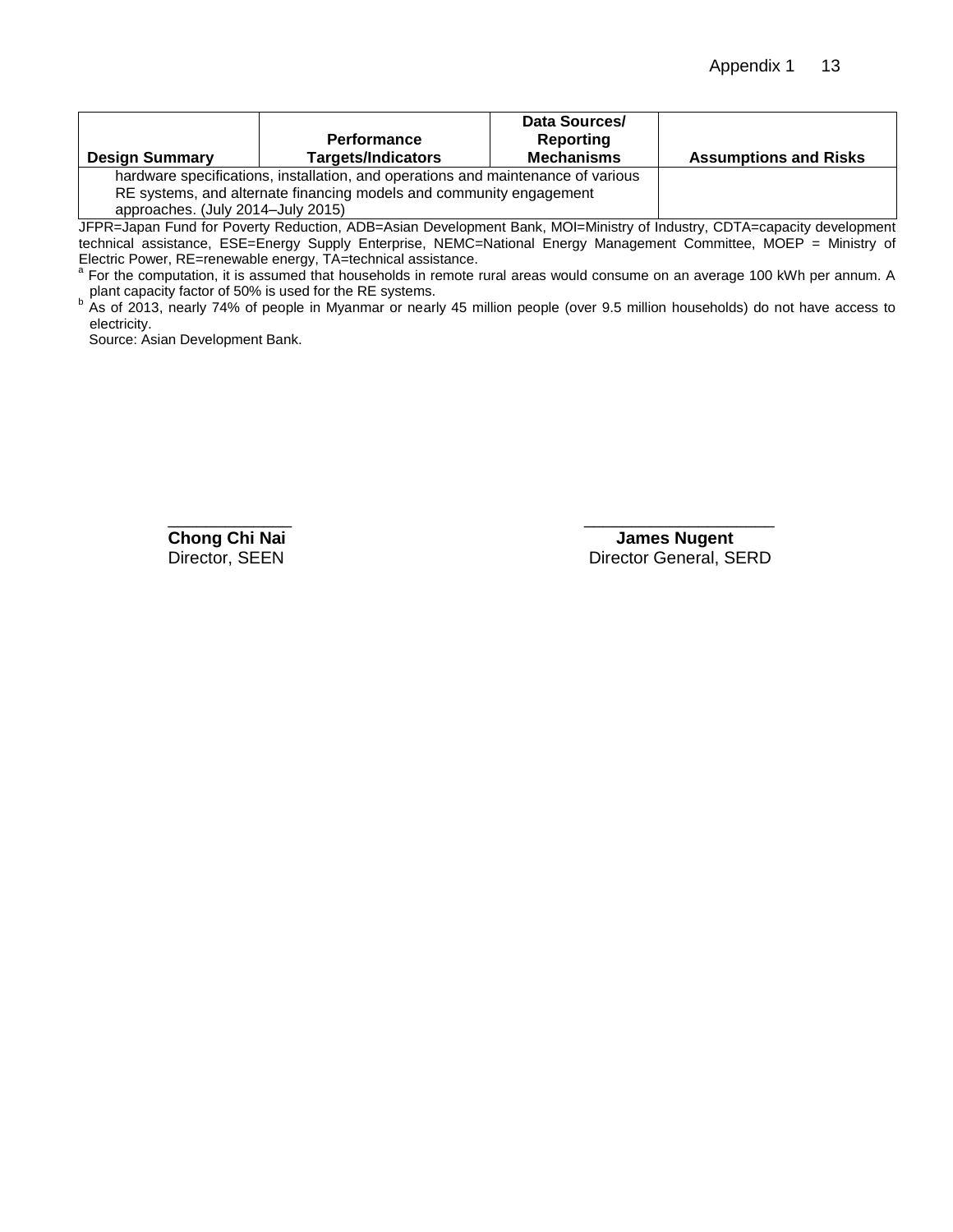| Design Summary | Performance Targets/Indicators | Data Sources/ Reporting Mechanisms | Assumptions and Risks |
|---|---|---|---|
| hardware specifications, installation, and operations and maintenance of various RE systems, and alternate financing models and community engagement approaches. (July 2014–July 2015) | | | |

JFPR=Japan Fund for Poverty Reduction, ADB=Asian Development Bank, MOI=Ministry of Industry, CDTA=capacity development technical assistance, ESE=Energy Supply Enterprise, NEMC=National Energy Management Committee, MOEP = Ministry of Electric Power, RE=renewable energy, TA=technical assistance.

[a] For the computation, it is assumed that households in remote rural areas would consume on an average 100 kWh per annum. A plant capacity factor of 50% is used for the RE systems.

[b] As of 2013, nearly 74% of people in Myanmar or nearly 45 million people (over 9.5 million households) do not have access to electricity.

Source: Asian Development Bank.

**Chong Chi Nai**
Director, SEEN

**James Nugent**
Director General, SERD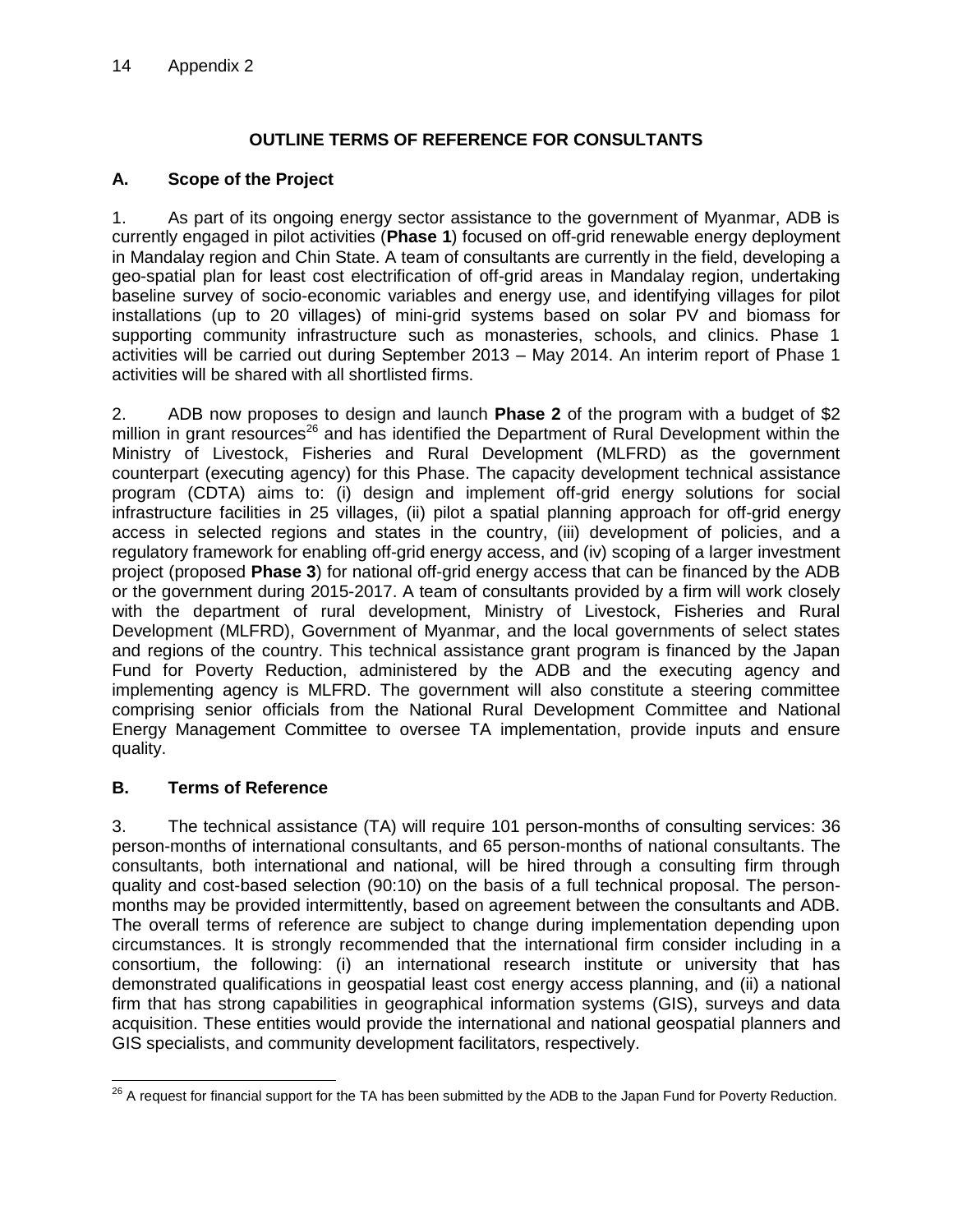# OUTLINE TERMS OF REFERENCE FOR CONSULTANTS

## A. Scope of the Project

1. As part of its ongoing energy sector assistance to the government of Myanmar, ADB is currently engaged in pilot activities (**Phase 1**) focused on off-grid renewable energy deployment in Mandalay region and Chin State. A team of consultants are currently in the field, developing a geo-spatial plan for least cost electrification of off-grid areas in Mandalay region, undertaking baseline survey of socio-economic variables and energy use, and identifying villages for pilot installations (up to 20 villages) of mini-grid systems based on solar PV and biomass for supporting community infrastructure such as monasteries, schools, and clinics. Phase 1 activities will be carried out during September 2013 – May 2014. An interim report of Phase 1 activities will be shared with all shortlisted firms.

2. ADB now proposes to design and launch **Phase 2** of the program with a budget of $2 million in grant resources[26] and has identified the Department of Rural Development within the Ministry of Livestock, Fisheries and Rural Development (MLFRD) as the government counterpart (executing agency) for this Phase. The capacity development technical assistance program (CDTA) aims to: (i) design and implement off-grid energy solutions for social infrastructure facilities in 25 villages, (ii) pilot a spatial planning approach for off-grid energy access in selected regions and states in the country, (iii) development of policies, and a regulatory framework for enabling off-grid energy access, and (iv) scoping of a larger investment project (proposed **Phase 3**) for national off-grid energy access that can be financed by the ADB or the government during 2015-2017. A team of consultants provided by a firm will work closely with the department of rural development, Ministry of Livestock, Fisheries and Rural Development (MLFRD), Government of Myanmar, and the local governments of select states and regions of the country. This technical assistance grant program is financed by the Japan Fund for Poverty Reduction, administered by the ADB and the executing agency and implementing agency is MLFRD. The government will also constitute a steering committee comprising senior officials from the National Rural Development Committee and National Energy Management Committee to oversee TA implementation, provide inputs and ensure quality.

## B. Terms of Reference

3. The technical assistance (TA) will require 101 person-months of consulting services: 36 person-months of international consultants, and 65 person-months of national consultants. The consultants, both international and national, will be hired through a consulting firm through quality and cost-based selection (90:10) on the basis of a full technical proposal. The person-months may be provided intermittently, based on agreement between the consultants and ADB. The overall terms of reference are subject to change during implementation depending upon circumstances. It is strongly recommended that the international firm consider including in a consortium, the following: (i) an international research institute or university that has demonstrated qualifications in geospatial least cost energy access planning, and (ii) a national firm that has strong capabilities in geographical information systems (GIS), surveys and data acquisition. These entities would provide the international and national geospatial planners and GIS specialists, and community development facilitators, respectively.

---

[26] A request for financial support for the TA has been submitted by the ADB to the Japan Fund for Poverty Reduction.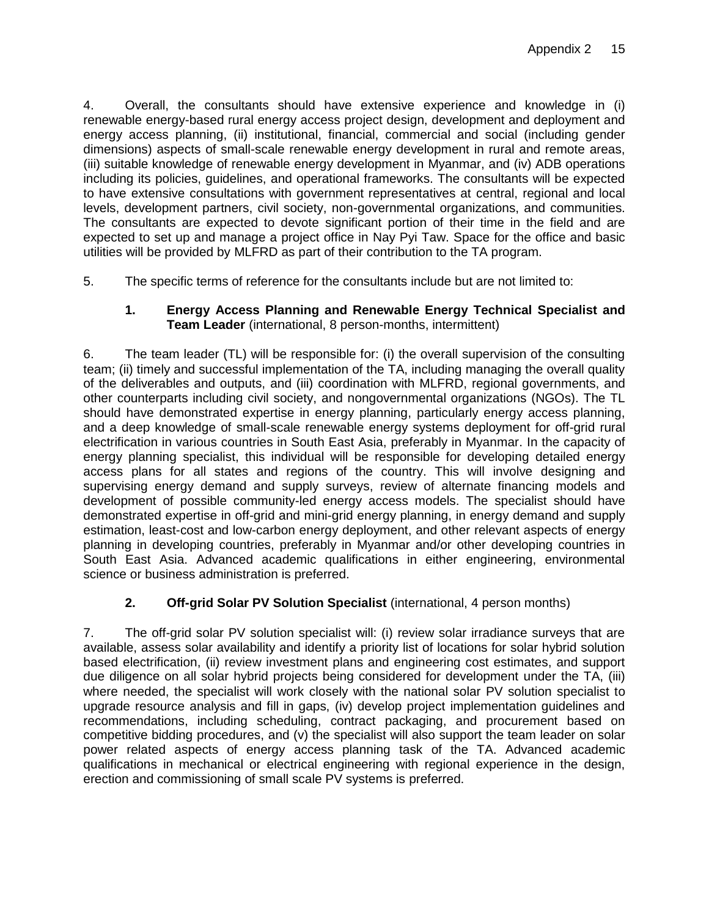4. Overall, the consultants should have extensive experience and knowledge in (i) renewable energy-based rural energy access project design, development and deployment and energy access planning, (ii) institutional, financial, commercial and social (including gender dimensions) aspects of small-scale renewable energy development in rural and remote areas, (iii) suitable knowledge of renewable energy development in Myanmar, and (iv) ADB operations including its policies, guidelines, and operational frameworks. The consultants will be expected to have extensive consultations with government representatives at central, regional and local levels, development partners, civil society, non-governmental organizations, and communities. The consultants are expected to devote significant portion of their time in the field and are expected to set up and manage a project office in Nay Pyi Taw. Space for the office and basic utilities will be provided by MLFRD as part of their contribution to the TA program.

5. The specific terms of reference for the consultants include but are not limited to:

### 1. **Energy Access Planning and Renewable Energy Technical Specialist and Team Leader** (international, 8 person-months, intermittent)

6. The team leader (TL) will be responsible for: (i) the overall supervision of the consulting team; (ii) timely and successful implementation of the TA, including managing the overall quality of the deliverables and outputs, and (iii) coordination with MLFRD, regional governments, and other counterparts including civil society, and nongovernmental organizations (NGOs). The TL should have demonstrated expertise in energy planning, particularly energy access planning, and a deep knowledge of small-scale renewable energy systems deployment for off-grid rural electrification in various countries in South East Asia, preferably in Myanmar. In the capacity of energy planning specialist, this individual will be responsible for developing detailed energy access plans for all states and regions of the country. This will involve designing and supervising energy demand and supply surveys, review of alternate financing models and development of possible community-led energy access models. The specialist should have demonstrated expertise in off-grid and mini-grid energy planning, in energy demand and supply estimation, least-cost and low-carbon energy deployment, and other relevant aspects of energy planning in developing countries, preferably in Myanmar and/or other developing countries in South East Asia. Advanced academic qualifications in either engineering, environmental science or business administration is preferred.

### 2. **Off-grid Solar PV Solution Specialist** (international, 4 person months)

7. The off-grid solar PV solution specialist will: (i) review solar irradiance surveys that are available, assess solar availability and identify a priority list of locations for solar hybrid solution based electrification, (ii) review investment plans and engineering cost estimates, and support due diligence on all solar hybrid projects being considered for development under the TA, (iii) where needed, the specialist will work closely with the national solar PV solution specialist to upgrade resource analysis and fill in gaps, (iv) develop project implementation guidelines and recommendations, including scheduling, contract packaging, and procurement based on competitive bidding procedures, and (v) the specialist will also support the team leader on solar power related aspects of energy access planning task of the TA. Advanced academic qualifications in mechanical or electrical engineering with regional experience in the design, erection and commissioning of small scale PV systems is preferred.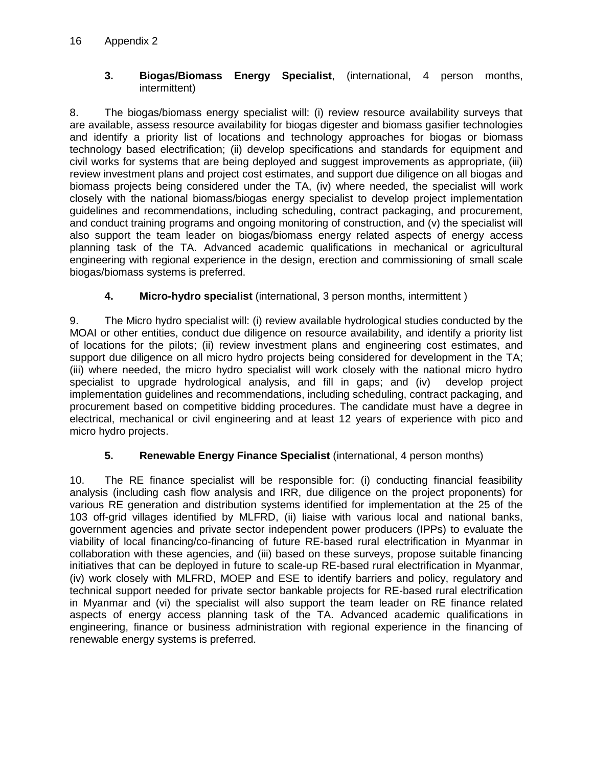### 3. **Biogas/Biomass Energy Specialist**, (international, 4 person months, intermittent)

8. The biogas/biomass energy specialist will: (i) review resource availability surveys that are available, assess resource availability for biogas digester and biomass gasifier technologies and identify a priority list of locations and technology approaches for biogas or biomass technology based electrification; (ii) develop specifications and standards for equipment and civil works for systems that are being deployed and suggest improvements as appropriate, (iii) review investment plans and project cost estimates, and support due diligence on all biogas and biomass projects being considered under the TA, (iv) where needed, the specialist will work closely with the national biomass/biogas energy specialist to develop project implementation guidelines and recommendations, including scheduling, contract packaging, and procurement, and conduct training programs and ongoing monitoring of construction, and (v) the specialist will also support the team leader on biogas/biomass energy related aspects of energy access planning task of the TA. Advanced academic qualifications in mechanical or agricultural engineering with regional experience in the design, erection and commissioning of small scale biogas/biomass systems is preferred.

### 4. **Micro-hydro specialist** (international, 3 person months, intermittent )

9. The Micro hydro specialist will: (i) review available hydrological studies conducted by the MOAI or other entities, conduct due diligence on resource availability, and identify a priority list of locations for the pilots; (ii) review investment plans and engineering cost estimates, and support due diligence on all micro hydro projects being considered for development in the TA; (iii) where needed, the micro hydro specialist will work closely with the national micro hydro specialist to upgrade hydrological analysis, and fill in gaps; and (iv) develop project implementation guidelines and recommendations, including scheduling, contract packaging, and procurement based on competitive bidding procedures. The candidate must have a degree in electrical, mechanical or civil engineering and at least 12 years of experience with pico and micro hydro projects.

### 5. **Renewable Energy Finance Specialist** (international, 4 person months)

10. The RE finance specialist will be responsible for: (i) conducting financial feasibility analysis (including cash flow analysis and IRR, due diligence on the project proponents) for various RE generation and distribution systems identified for implementation at the 25 of the 103 off-grid villages identified by MLFRD, (ii) liaise with various local and national banks, government agencies and private sector independent power producers (IPPs) to evaluate the viability of local financing/co-financing of future RE-based rural electrification in Myanmar in collaboration with these agencies, and (iii) based on these surveys, propose suitable financing initiatives that can be deployed in future to scale-up RE-based rural electrification in Myanmar, (iv) work closely with MLFRD, MOEP and ESE to identify barriers and policy, regulatory and technical support needed for private sector bankable projects for RE-based rural electrification in Myanmar and (vi) the specialist will also support the team leader on RE finance related aspects of energy access planning task of the TA. Advanced academic qualifications in engineering, finance or business administration with regional experience in the financing of renewable energy systems is preferred.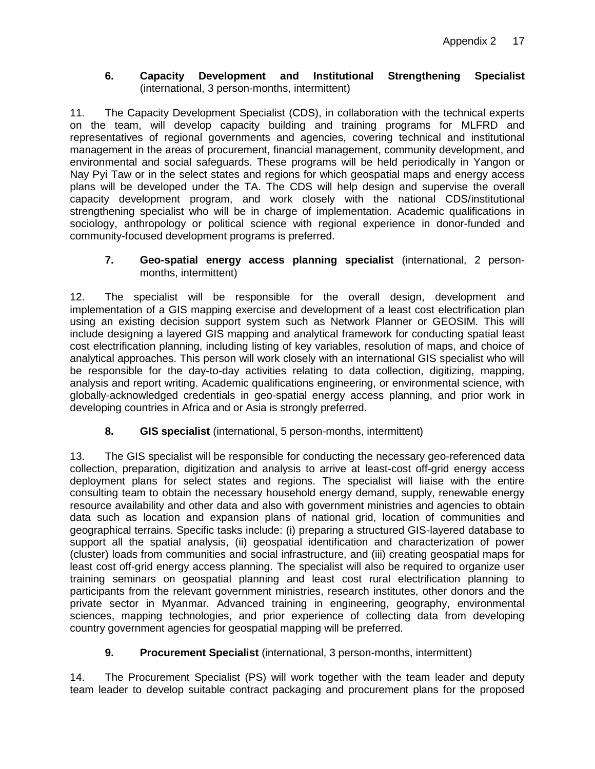### 6. **Capacity Development and Institutional Strengthening Specialist** (international, 3 person-months, intermittent)

11. The Capacity Development Specialist (CDS), in collaboration with the technical experts on the team, will develop capacity building and training programs for MLFRD and representatives of regional governments and agencies, covering technical and institutional management in the areas of procurement, financial management, community development, and environmental and social safeguards. These programs will be held periodically in Yangon or Nay Pyi Taw or in the select states and regions for which geospatial maps and energy access plans will be developed under the TA. The CDS will help design and supervise the overall capacity development program, and work closely with the national CDS/institutional strengthening specialist who will be in charge of implementation. Academic qualifications in sociology, anthropology or political science with regional experience in donor-funded and community-focused development programs is preferred.

### 7. **Geo-spatial energy access planning specialist** (international, 2 person-months, intermittent)

12. The specialist will be responsible for the overall design, development and implementation of a GIS mapping exercise and development of a least cost electrification plan using an existing decision support system such as Network Planner or GEOSIM. This will include designing a layered GIS mapping and analytical framework for conducting spatial least cost electrification planning, including listing of key variables, resolution of maps, and choice of analytical approaches. This person will work closely with an international GIS specialist who will be responsible for the day-to-day activities relating to data collection, digitizing, mapping, analysis and report writing. Academic qualifications engineering, or environmental science, with globally-acknowledged credentials in geo-spatial energy access planning, and prior work in developing countries in Africa and or Asia is strongly preferred.

### 8. **GIS specialist** (international, 5 person-months, intermittent)

13. The GIS specialist will be responsible for conducting the necessary geo-referenced data collection, preparation, digitization and analysis to arrive at least-cost off-grid energy access deployment plans for select states and regions. The specialist will liaise with the entire consulting team to obtain the necessary household energy demand, supply, renewable energy resource availability and other data and also with government ministries and agencies to obtain data such as location and expansion plans of national grid, location of communities and geographical terrains. Specific tasks include: (i) preparing a structured GIS-layered database to support all the spatial analysis, (ii) geospatial identification and characterization of power (cluster) loads from communities and social infrastructure, and (iii) creating geospatial maps for least cost off-grid energy access planning. The specialist will also be required to organize user training seminars on geospatial planning and least cost rural electrification planning to participants from the relevant government ministries, research institutes, other donors and the private sector in Myanmar. Advanced training in engineering, geography, environmental sciences, mapping technologies, and prior experience of collecting data from developing country government agencies for geospatial mapping will be preferred.

### 9. **Procurement Specialist** (international, 3 person-months, intermittent)

14. The Procurement Specialist (PS) will work together with the team leader and deputy team leader to develop suitable contract packaging and procurement plans for the proposed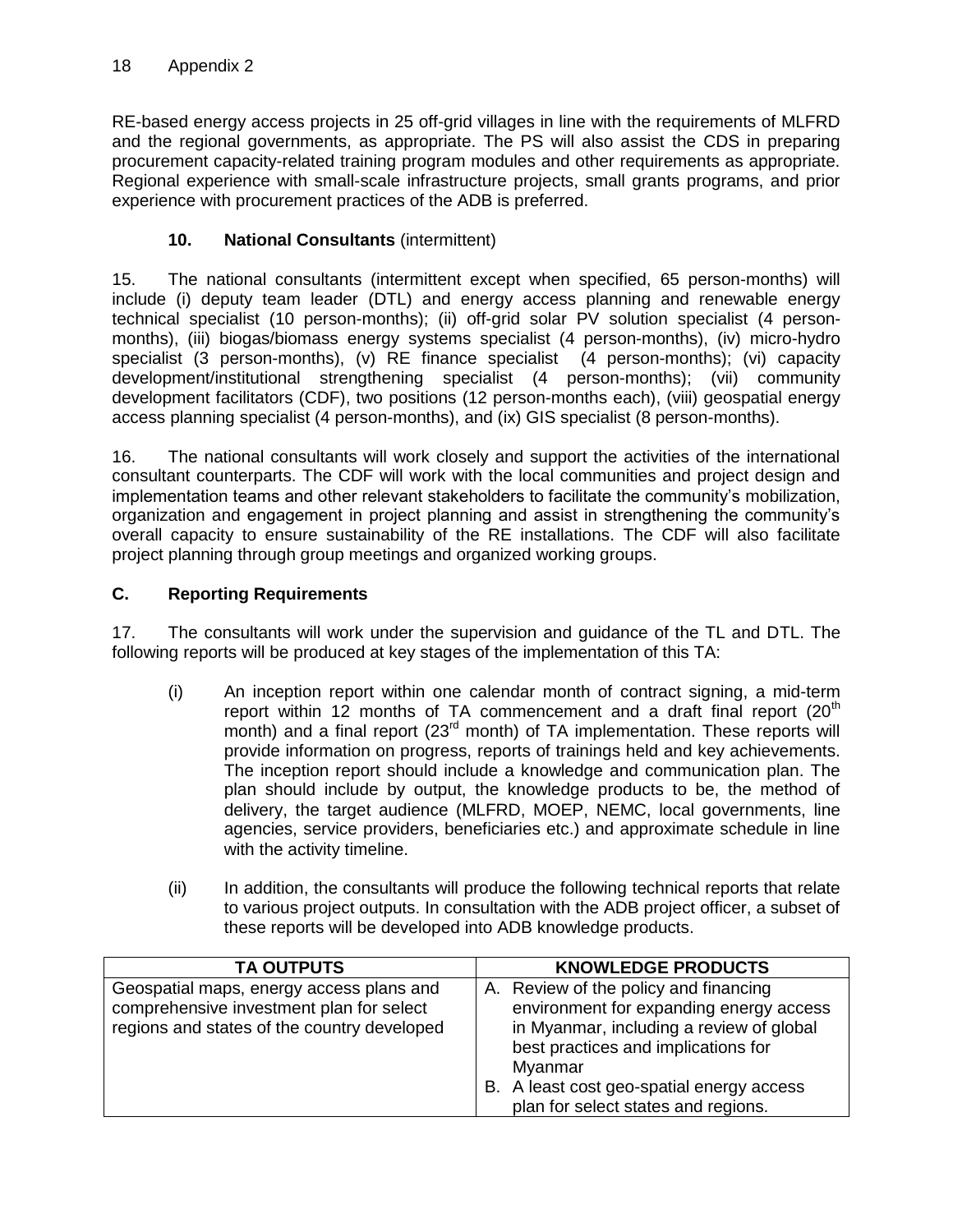RE-based energy access projects in 25 off-grid villages in line with the requirements of MLFRD and the regional governments, as appropriate. The PS will also assist the CDS in preparing procurement capacity-related training program modules and other requirements as appropriate. Regional experience with small-scale infrastructure projects, small grants programs, and prior experience with procurement practices of the ADB is preferred.

### 10. National Consultants (intermittent)

15. The national consultants (intermittent except when specified, 65 person-months) will include (i) deputy team leader (DTL) and energy access planning and renewable energy technical specialist (10 person-months); (ii) off-grid solar PV solution specialist (4 person-months), (iii) biogas/biomass energy systems specialist (4 person-months), (iv) micro-hydro specialist (3 person-months), (v) RE finance specialist (4 person-months); (vi) capacity development/institutional strengthening specialist (4 person-months); (vii) community development facilitators (CDF), two positions (12 person-months each), (viii) geospatial energy access planning specialist (4 person-months), and (ix) GIS specialist (8 person-months).

16. The national consultants will work closely and support the activities of the international consultant counterparts. The CDF will work with the local communities and project design and implementation teams and other relevant stakeholders to facilitate the community's mobilization, organization and engagement in project planning and assist in strengthening the community's overall capacity to ensure sustainability of the RE installations. The CDF will also facilitate project planning through group meetings and organized working groups.

## C. Reporting Requirements

17. The consultants will work under the supervision and guidance of the TL and DTL. The following reports will be produced at key stages of the implementation of this TA:

(i) An inception report within one calendar month of contract signing, a mid-term report within 12 months of TA commencement and a draft final report (20th month) and a final report (23rd month) of TA implementation. These reports will provide information on progress, reports of trainings held and key achievements. The inception report should include a knowledge and communication plan. The plan should include by output, the knowledge products to be, the method of delivery, the target audience (MLFRD, MOEP, NEMC, local governments, line agencies, service providers, beneficiaries etc.) and approximate schedule in line with the activity timeline.

(ii) In addition, the consultants will produce the following technical reports that relate to various project outputs. In consultation with the ADB project officer, a subset of these reports will be developed into ADB knowledge products.

| TA OUTPUTS | KNOWLEDGE PRODUCTS |
|---|---|
| Geospatial maps, energy access plans and comprehensive investment plan for select regions and states of the country developed | A. Review of the policy and financing environment for expanding energy access in Myanmar, including a review of global best practices and implications for Myanmar<br>B. A least cost geo-spatial energy access plan for select states and regions. |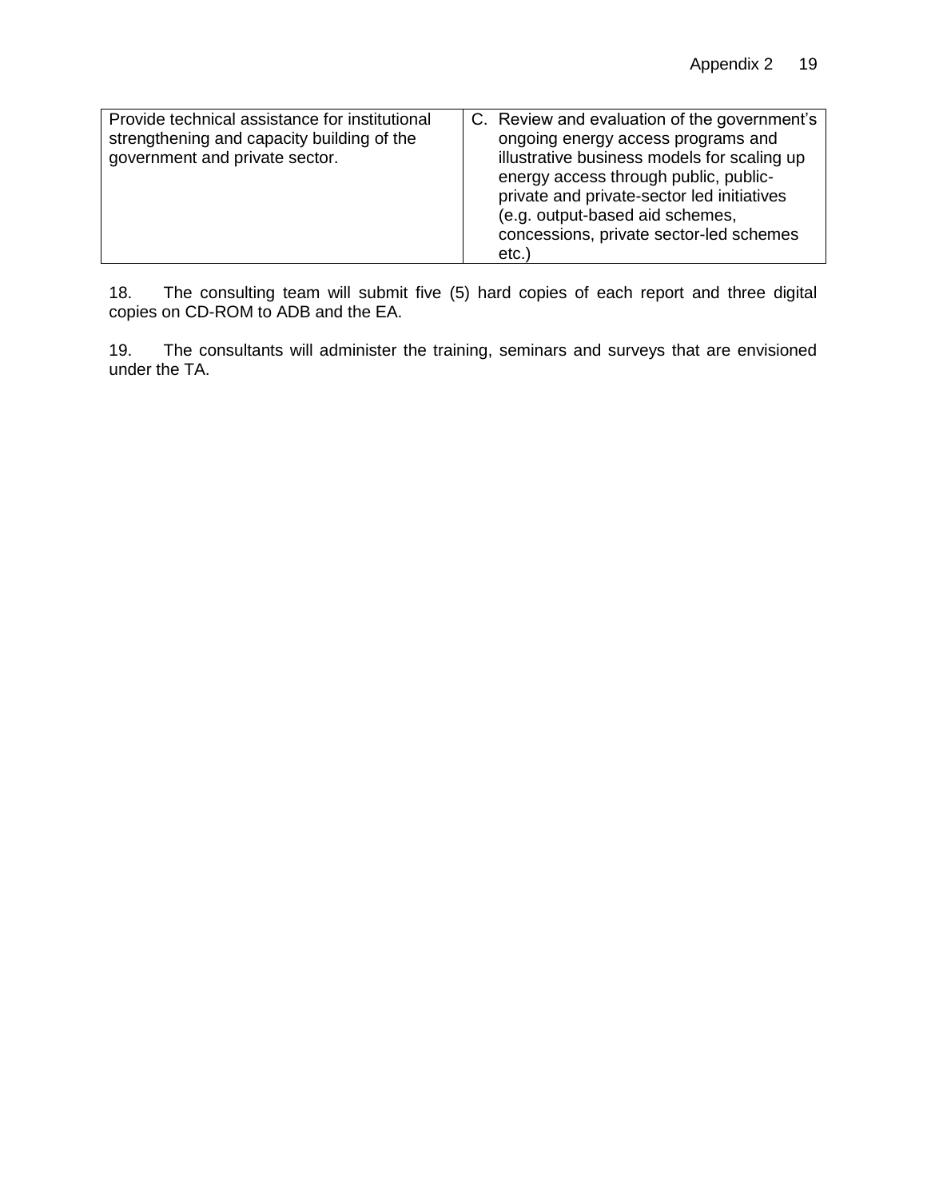| | |
|---|---|
| Provide technical assistance for institutional strengthening and capacity building of the government and private sector. | C. Review and evaluation of the government's ongoing energy access programs and illustrative business models for scaling up energy access through public, public-private and private-sector led initiatives (e.g. output-based aid schemes, concessions, private sector-led schemes etc.) |

18. The consulting team will submit five (5) hard copies of each report and three digital copies on CD-ROM to ADB and the EA.

19. The consultants will administer the training, seminars and surveys that are envisioned under the TA.